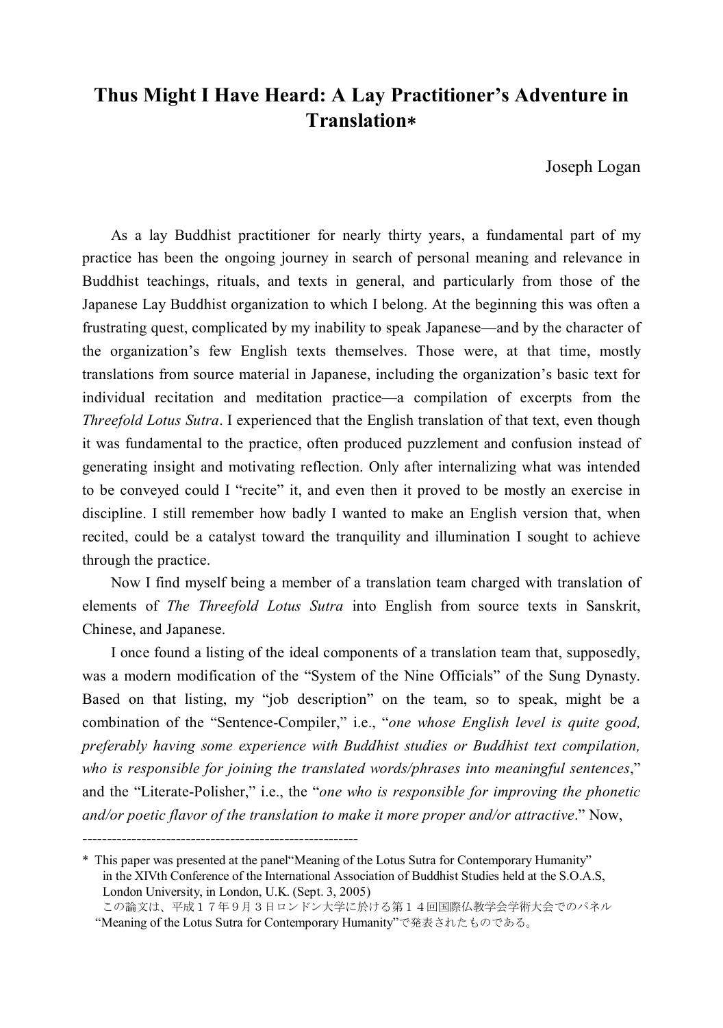# Thus Might I Have Heard: A Lay Practitioner's Adventure in Translation*

Joseph Logan

As a lay Buddhist practitioner for nearly thirty years, a fundamental part of my practice has been the ongoing journey in search of personal meaning and relevance in Buddhist teachings, rituals, and texts in general, and particularly from those of the Japanese Lay Buddhist organization to which I belong. At the beginning this was often a frustrating quest, complicated by my inability to speak Japanese—and by the character of the organization's few English texts themselves. Those were, at that time, mostly translations from source material in Japanese, including the organization's basic text for individual recitation and meditation practice—a compilation of excerpts from the *Threefold Lotus Sutra*. I experienced that the English translation of that text, even though it was fundamental to the practice, often produced puzzlement and confusion instead of generating insight and motivating reflection. Only after internalizing what was intended to be conveyed could I "recite" it, and even then it proved to be mostly an exercise in discipline. I still remember how badly I wanted to make an English version that, when recited, could be a catalyst toward the tranquility and illumination I sought to achieve through the practice.

Now I find myself being a member of a translation team charged with translation of elements of *The Threefold Lotus Sutra* into English from source texts in Sanskrit, Chinese, and Japanese.

I once found a listing of the ideal components of a translation team that, supposedly, was a modern modification of the "System of the Nine Officials" of the Sung Dynasty. Based on that listing, my "job description" on the team, so to speak, might be a combination of the "Sentence-Compiler," i.e., "*one whose English level is quite good, preferably having some experience with Buddhist studies or Buddhist text compilation, who is responsible for joining the translated words/phrases into meaningful sentences*," and the "Literate-Polisher," i.e., the "*one who is responsible for improving the phonetic and/or poetic flavor of the translation to make it more proper and/or attractive*." Now,

---

\* This paper was presented at the panel "Meaning of the Lotus Sutra for Contemporary Humanity" in the XIVth Conference of the International Association of Buddhist Studies held at the S.O.A.S, London University, in London, U.K. (Sept. 3, 2005)
この論文は、平成１７年９月３日ロンドン大学に於ける第１４回国際仏教学会学術大会でのパネル "Meaning of the Lotus Sutra for Contemporary Humanity"で発表されたものである。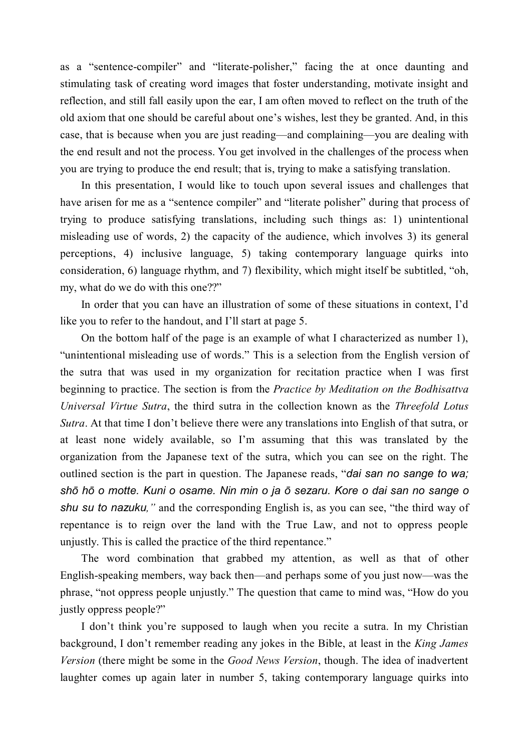as a "sentence-compiler" and "literate-polisher," facing the at once daunting and stimulating task of creating word images that foster understanding, motivate insight and reflection, and still fall easily upon the ear, I am often moved to reflect on the truth of the old axiom that one should be careful about one's wishes, lest they be granted. And, in this case, that is because when you are just reading—and complaining—you are dealing with the end result and not the process. You get involved in the challenges of the process when you are trying to produce the end result; that is, trying to make a satisfying translation.

In this presentation, I would like to touch upon several issues and challenges that have arisen for me as a "sentence compiler" and "literate polisher" during that process of trying to produce satisfying translations, including such things as: 1) unintentional misleading use of words, 2) the capacity of the audience, which involves 3) its general perceptions, 4) inclusive language, 5) taking contemporary language quirks into consideration, 6) language rhythm, and 7) flexibility, which might itself be subtitled, "oh, my, what do we do with this one??"

In order that you can have an illustration of some of these situations in context, I'd like you to refer to the handout, and I'll start at page 5.

On the bottom half of the page is an example of what I characterized as number 1), "unintentional misleading use of words." This is a selection from the English version of the sutra that was used in my organization for recitation practice when I was first beginning to practice. The section is from the *Practice by Meditation on the Bodhisattva Universal Virtue Sutra*, the third sutra in the collection known as the *Threefold Lotus Sutra*. At that time I don't believe there were any translations into English of that sutra, or at least none widely available, so I'm assuming that this was translated by the organization from the Japanese text of the sutra, which you can see on the right. The outlined section is the part in question. The Japanese reads, "*dai san no sange to wa; shō hō o motte. Kuni o osame. Nin min o ja ō sezaru. Kore o dai san no sange o shu su to nazuku,"* and the corresponding English is, as you can see, "the third way of repentance is to reign over the land with the True Law, and not to oppress people unjustly. This is called the practice of the third repentance."

The word combination that grabbed my attention, as well as that of other English-speaking members, way back then—and perhaps some of you just now—was the phrase, "not oppress people unjustly." The question that came to mind was, "How do you justly oppress people?"

I don't think you're supposed to laugh when you recite a sutra. In my Christian background, I don't remember reading any jokes in the Bible, at least in the *King James Version* (there might be some in the *Good News Version*, though. The idea of inadvertent laughter comes up again later in number 5, taking contemporary language quirks into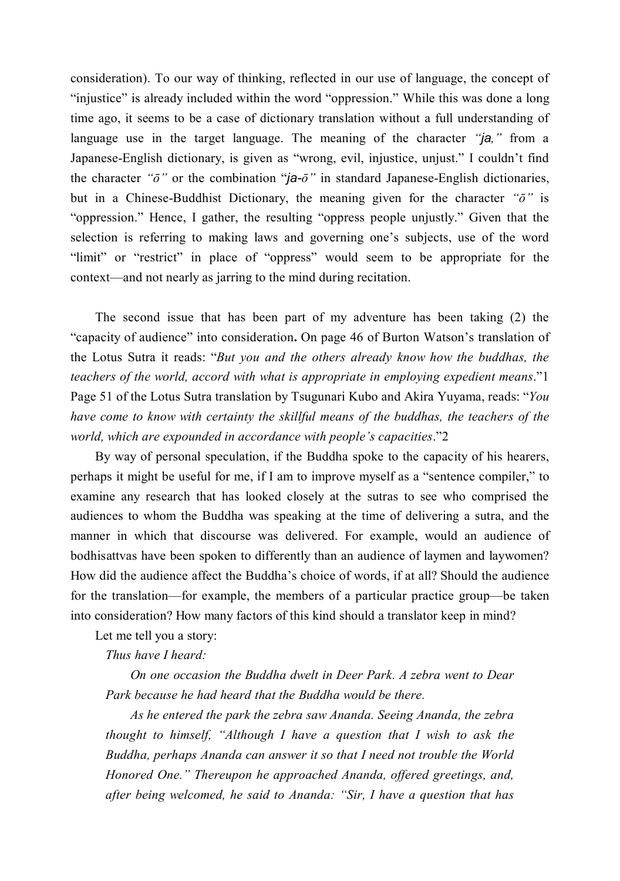consideration). To our way of thinking, reflected in our use of language, the concept of "injustice" is already included within the word "oppression." While this was done a long time ago, it seems to be a case of dictionary translation without a full understanding of language use in the target language. The meaning of the character *"ja,"* from a Japanese-English dictionary, is given as "wrong, evil, injustice, unjust." I couldn't find the character *"ō"* or the combination "*ja-ō"* in standard Japanese-English dictionaries, but in a Chinese-Buddhist Dictionary, the meaning given for the character *"ō"* is "oppression." Hence, I gather, the resulting "oppress people unjustly." Given that the selection is referring to making laws and governing one's subjects, use of the word "limit" or "restrict" in place of "oppress" would seem to be appropriate for the context—and not nearly as jarring to the mind during recitation.

The second issue that has been part of my adventure has been taking (2) the "capacity of audience" into consideration**.** On page 46 of Burton Watson's translation of the Lotus Sutra it reads: "*But you and the others already know how the buddhas, the teachers of the world, accord with what is appropriate in employing expedient means*."1 Page 51 of the Lotus Sutra translation by Tsugunari Kubo and Akira Yuyama, reads: "*You have come to know with certainty the skillful means of the buddhas, the teachers of the world, which are expounded in accordance with people's capacities*."2

By way of personal speculation, if the Buddha spoke to the capacity of his hearers, perhaps it might be useful for me, if I am to improve myself as a "sentence compiler," to examine any research that has looked closely at the sutras to see who comprised the audiences to whom the Buddha was speaking at the time of delivering a sutra, and the manner in which that discourse was delivered. For example, would an audience of bodhisattvas have been spoken to differently than an audience of laymen and laywomen? How did the audience affect the Buddha's choice of words, if at all? Should the audience for the translation—for example, the members of a particular practice group—be taken into consideration? How many factors of this kind should a translator keep in mind?

Let me tell you a story:

*Thus have I heard:*

> *On one occasion the Buddha dwelt in Deer Park. A zebra went to Dear Park because he had heard that the Buddha would be there.*
>
> *As he entered the park the zebra saw Ananda. Seeing Ananda, the zebra thought to himself, "Although I have a question that I wish to ask the Buddha, perhaps Ananda can answer it so that I need not trouble the World Honored One." Thereupon he approached Ananda, offered greetings, and, after being welcomed, he said to Ananda: "Sir, I have a question that has*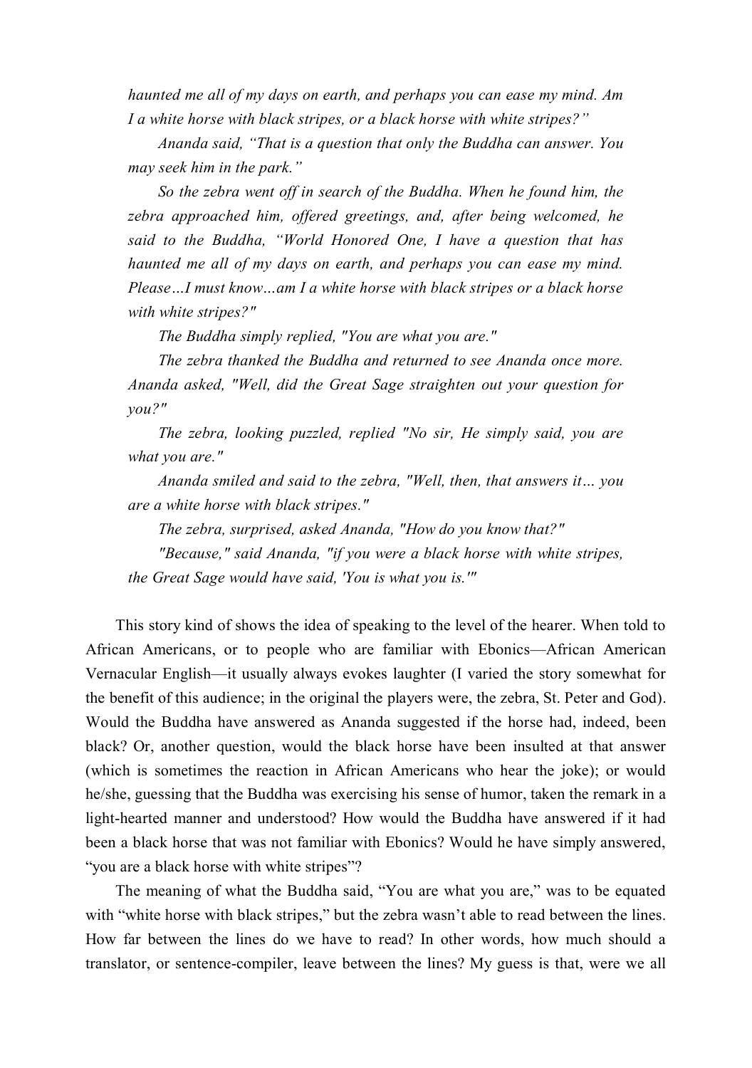*haunted me all of my days on earth, and perhaps you can ease my mind. Am I a white horse with black stripes, or a black horse with white stripes?"*

*Ananda said, "That is a question that only the Buddha can answer. You may seek him in the park."*

*So the zebra went off in search of the Buddha. When he found him, the zebra approached him, offered greetings, and, after being welcomed, he said to the Buddha, "World Honored One, I have a question that has haunted me all of my days on earth, and perhaps you can ease my mind. Please…I must know…am I a white horse with black stripes or a black horse with white stripes?"*

*The Buddha simply replied, "You are what you are."*

*The zebra thanked the Buddha and returned to see Ananda once more. Ananda asked, "Well, did the Great Sage straighten out your question for you?"*

*The zebra, looking puzzled, replied "No sir, He simply said, you are what you are."*

*Ananda smiled and said to the zebra, "Well, then, that answers it… you are a white horse with black stripes."*

*The zebra, surprised, asked Ananda, "How do you know that?"*

*"Because," said Ananda, "if you were a black horse with white stripes, the Great Sage would have said, 'You is what you is.'"*

This story kind of shows the idea of speaking to the level of the hearer. When told to African Americans, or to people who are familiar with Ebonics—African American Vernacular English—it usually always evokes laughter (I varied the story somewhat for the benefit of this audience; in the original the players were, the zebra, St. Peter and God). Would the Buddha have answered as Ananda suggested if the horse had, indeed, been black? Or, another question, would the black horse have been insulted at that answer (which is sometimes the reaction in African Americans who hear the joke); or would he/she, guessing that the Buddha was exercising his sense of humor, taken the remark in a light-hearted manner and understood? How would the Buddha have answered if it had been a black horse that was not familiar with Ebonics? Would he have simply answered, "you are a black horse with white stripes"?

The meaning of what the Buddha said, "You are what you are," was to be equated with "white horse with black stripes," but the zebra wasn't able to read between the lines. How far between the lines do we have to read? In other words, how much should a translator, or sentence-compiler, leave between the lines? My guess is that, were we all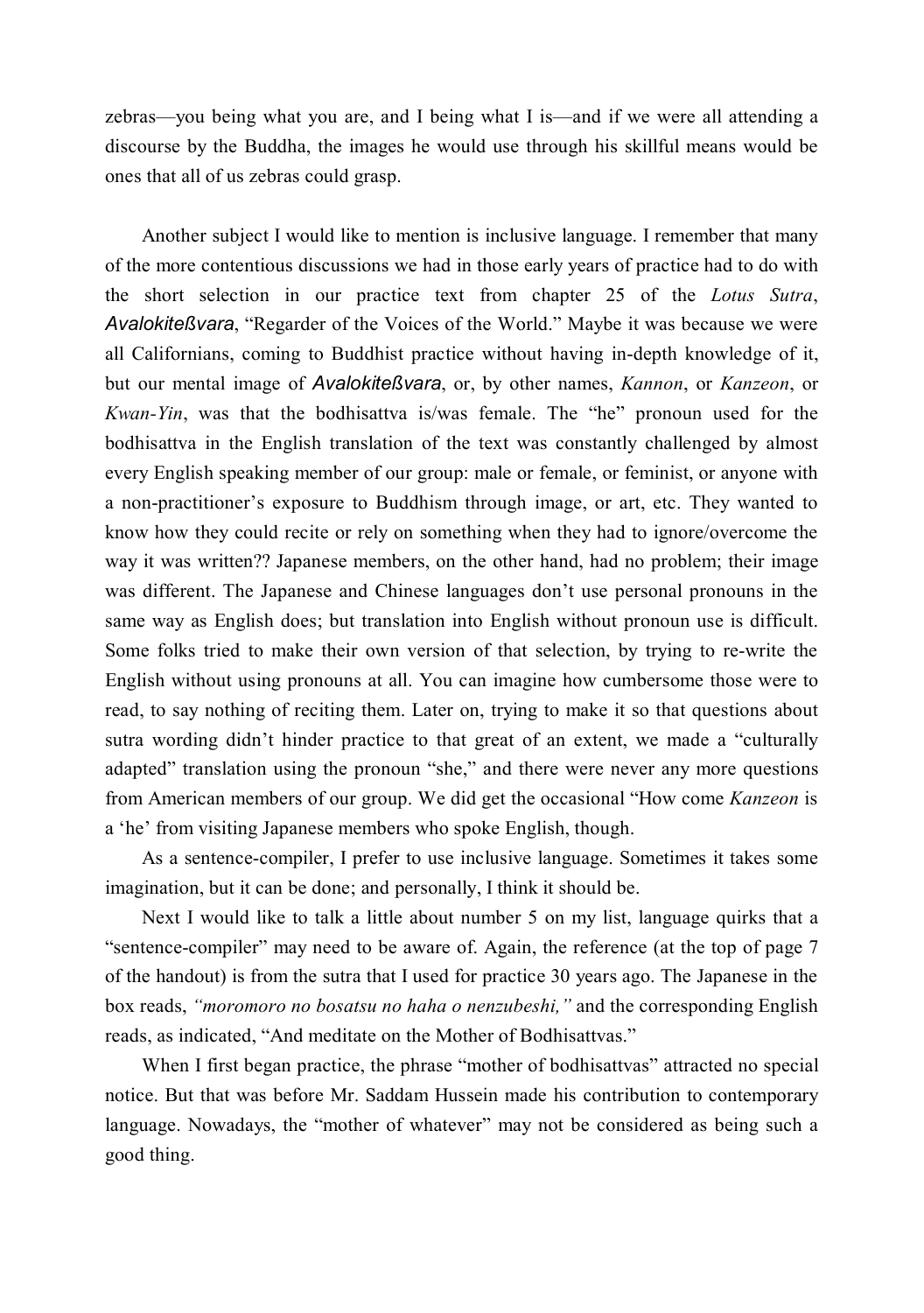zebras—you being what you are, and I being what I is—and if we were all attending a discourse by the Buddha, the images he would use through his skillful means would be ones that all of us zebras could grasp.

Another subject I would like to mention is inclusive language. I remember that many of the more contentious discussions we had in those early years of practice had to do with the short selection in our practice text from chapter 25 of the *Lotus Sutra*, ***Avalokiteßvara***, "Regarder of the Voices of the World." Maybe it was because we were all Californians, coming to Buddhist practice without having in-depth knowledge of it, but our mental image of ***Avalokiteßvara***, or, by other names, *Kannon*, or *Kanzeon*, or *Kwan-Yin*, was that the bodhisattva is/was female. The "he" pronoun used for the bodhisattva in the English translation of the text was constantly challenged by almost every English speaking member of our group: male or female, or feminist, or anyone with a non-practitioner's exposure to Buddhism through image, or art, etc. They wanted to know how they could recite or rely on something when they had to ignore/overcome the way it was written?? Japanese members, on the other hand, had no problem; their image was different. The Japanese and Chinese languages don't use personal pronouns in the same way as English does; but translation into English without pronoun use is difficult. Some folks tried to make their own version of that selection, by trying to re-write the English without using pronouns at all. You can imagine how cumbersome those were to read, to say nothing of reciting them. Later on, trying to make it so that questions about sutra wording didn't hinder practice to that great of an extent, we made a "culturally adapted" translation using the pronoun "she," and there were never any more questions from American members of our group. We did get the occasional "How come *Kanzeon* is a 'he' from visiting Japanese members who spoke English, though.

As a sentence-compiler, I prefer to use inclusive language. Sometimes it takes some imagination, but it can be done; and personally, I think it should be.

Next I would like to talk a little about number 5 on my list, language quirks that a "sentence-compiler" may need to be aware of. Again, the reference (at the top of page 7 of the handout) is from the sutra that I used for practice 30 years ago. The Japanese in the box reads, *"moromoro no bosatsu no haha o nenzubeshi,"* and the corresponding English reads, as indicated, "And meditate on the Mother of Bodhisattvas."

When I first began practice, the phrase "mother of bodhisattvas" attracted no special notice. But that was before Mr. Saddam Hussein made his contribution to contemporary language. Nowadays, the "mother of whatever" may not be considered as being such a good thing.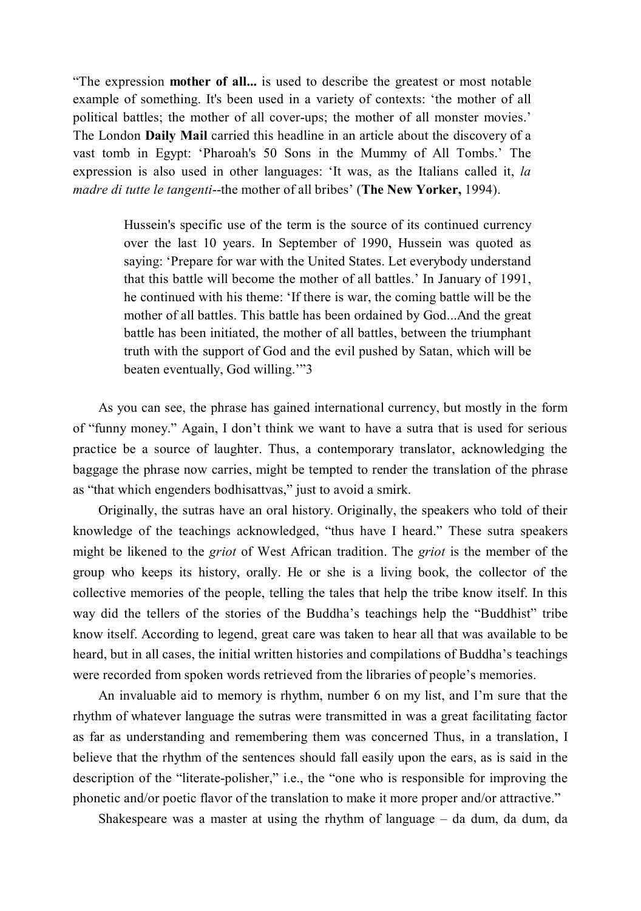"The expression **mother of all...** is used to describe the greatest or most notable example of something. It's been used in a variety of contexts: 'the mother of all political battles; the mother of all cover-ups; the mother of all monster movies.' The London **Daily Mail** carried this headline in an article about the discovery of a vast tomb in Egypt: 'Pharoah's 50 Sons in the Mummy of All Tombs.' The expression is also used in other languages: 'It was, as the Italians called it, *la madre di tutte le tangenti*--the mother of all bribes' (**The New Yorker,** 1994).

> Hussein's specific use of the term is the source of its continued currency over the last 10 years. In September of 1990, Hussein was quoted as saying: 'Prepare for war with the United States. Let everybody understand that this battle will become the mother of all battles.' In January of 1991, he continued with his theme: 'If there is war, the coming battle will be the mother of all battles. This battle has been ordained by God...And the great battle has been initiated, the mother of all battles, between the triumphant truth with the support of God and the evil pushed by Satan, which will be beaten eventually, God willing.'"3

As you can see, the phrase has gained international currency, but mostly in the form of "funny money." Again, I don't think we want to have a sutra that is used for serious practice be a source of laughter. Thus, a contemporary translator, acknowledging the baggage the phrase now carries, might be tempted to render the translation of the phrase as "that which engenders bodhisattvas," just to avoid a smirk.

Originally, the sutras have an oral history. Originally, the speakers who told of their knowledge of the teachings acknowledged, "thus have I heard." These sutra speakers might be likened to the *griot* of West African tradition. The *griot* is the member of the group who keeps its history, orally. He or she is a living book, the collector of the collective memories of the people, telling the tales that help the tribe know itself. In this way did the tellers of the stories of the Buddha's teachings help the "Buddhist" tribe know itself. According to legend, great care was taken to hear all that was available to be heard, but in all cases, the initial written histories and compilations of Buddha's teachings were recorded from spoken words retrieved from the libraries of people's memories.

An invaluable aid to memory is rhythm, number 6 on my list, and I'm sure that the rhythm of whatever language the sutras were transmitted in was a great facilitating factor as far as understanding and remembering them was concerned Thus, in a translation, I believe that the rhythm of the sentences should fall easily upon the ears, as is said in the description of the "literate-polisher," i.e., the "one who is responsible for improving the phonetic and/or poetic flavor of the translation to make it more proper and/or attractive."

Shakespeare was a master at using the rhythm of language – da dum, da dum, da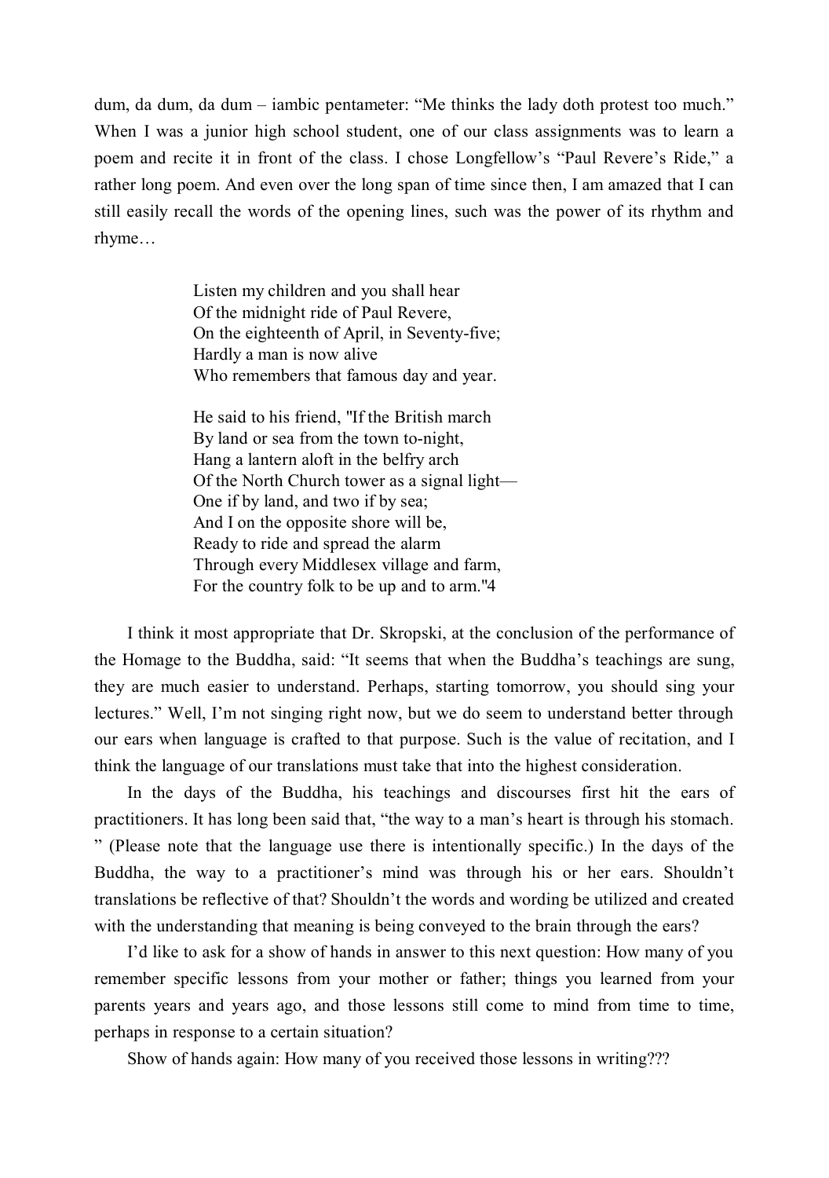dum, da dum, da dum – iambic pentameter: "Me thinks the lady doth protest too much." When I was a junior high school student, one of our class assignments was to learn a poem and recite it in front of the class. I chose Longfellow's "Paul Revere's Ride," a rather long poem. And even over the long span of time since then, I am amazed that I can still easily recall the words of the opening lines, such was the power of its rhythm and rhyme…

> Listen my children and you shall hear
> Of the midnight ride of Paul Revere,
> On the eighteenth of April, in Seventy-five;
> Hardly a man is now alive
> Who remembers that famous day and year.
>
> He said to his friend, "If the British march
> By land or sea from the town to-night,
> Hang a lantern aloft in the belfry arch
> Of the North Church tower as a signal light—
> One if by land, and two if by sea;
> And I on the opposite shore will be,
> Ready to ride and spread the alarm
> Through every Middlesex village and farm,
> For the country folk to be up and to arm."[4]

I think it most appropriate that Dr. Skropski, at the conclusion of the performance of the Homage to the Buddha, said: "It seems that when the Buddha's teachings are sung, they are much easier to understand. Perhaps, starting tomorrow, you should sing your lectures." Well, I'm not singing right now, but we do seem to understand better through our ears when language is crafted to that purpose. Such is the value of recitation, and I think the language of our translations must take that into the highest consideration.

In the days of the Buddha, his teachings and discourses first hit the ears of practitioners. It has long been said that, "the way to a man's heart is through his stomach." (Please note that the language use there is intentionally specific.) In the days of the Buddha, the way to a practitioner's mind was through his or her ears. Shouldn't translations be reflective of that? Shouldn't the words and wording be utilized and created with the understanding that meaning is being conveyed to the brain through the ears?

I'd like to ask for a show of hands in answer to this next question: How many of you remember specific lessons from your mother or father; things you learned from your parents years and years ago, and those lessons still come to mind from time to time, perhaps in response to a certain situation?

Show of hands again: How many of you received those lessons in writing???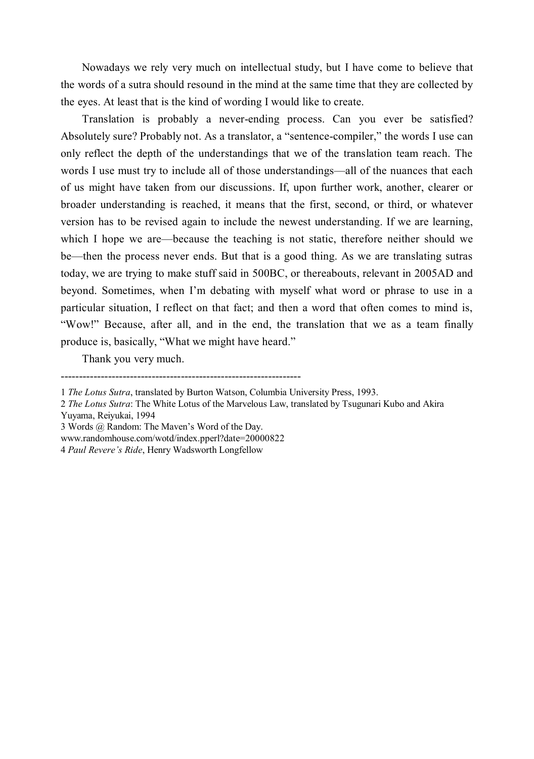Nowadays we rely very much on intellectual study, but I have come to believe that the words of a sutra should resound in the mind at the same time that they are collected by the eyes. At least that is the kind of wording I would like to create.

Translation is probably a never-ending process. Can you ever be satisfied? Absolutely sure? Probably not. As a translator, a "sentence-compiler," the words I use can only reflect the depth of the understandings that we of the translation team reach. The words I use must try to include all of those understandings—all of the nuances that each of us might have taken from our discussions. If, upon further work, another, clearer or broader understanding is reached, it means that the first, second, or third, or whatever version has to be revised again to include the newest understanding. If we are learning, which I hope we are—because the teaching is not static, therefore neither should we be—then the process never ends. But that is a good thing. As we are translating sutras today, we are trying to make stuff said in 500BC, or thereabouts, relevant in 2005AD and beyond. Sometimes, when I'm debating with myself what word or phrase to use in a particular situation, I reflect on that fact; and then a word that often comes to mind is, "Wow!" Because, after all, and in the end, the translation that we as a team finally produce is, basically, "What we might have heard."

Thank you very much.

---

1 *The Lotus Sutra*, translated by Burton Watson, Columbia University Press, 1993.

2 *The Lotus Sutra*: The White Lotus of the Marvelous Law, translated by Tsugunari Kubo and Akira Yuyama, Reiyukai, 1994

3 Words @ Random: The Maven's Word of the Day. www.randomhouse.com/wotd/index.pperl?date=20000822

4 *Paul Revere's Ride*, Henry Wadsworth Longfellow